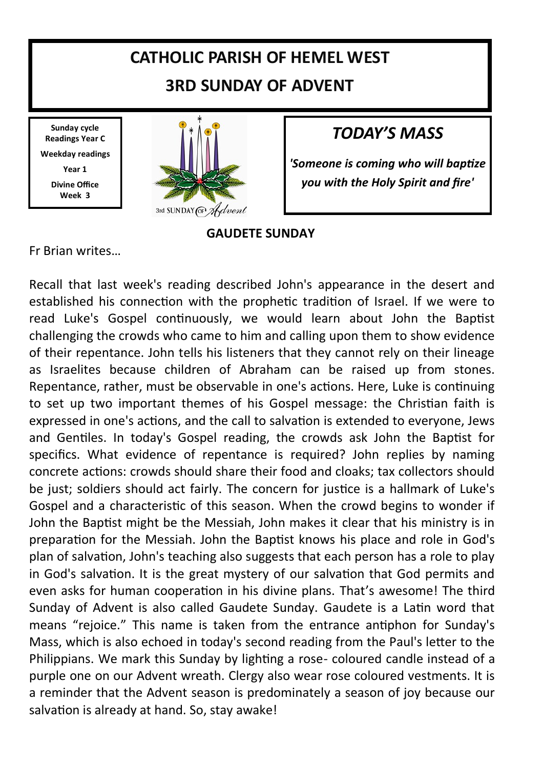# CATHOLIC PARISH OF HEMEL WEST

## 3RD SUNDAY OF ADVENT

**Sunday cycle Readings Year C**

**Weekday readings Year 1**

**Divine Office Week 3**

## *TODAY'S MASS*

***'Someone is coming who will baptize you with the Holy Spirit and fire'***

**GAUDETE SUNDAY**

Fr Brian writes…

Recall that last week's reading described John's appearance in the desert and established his connection with the prophetic tradition of Israel. If we were to read Luke's Gospel continuously, we would learn about John the Baptist challenging the crowds who came to him and calling upon them to show evidence of their repentance. John tells his listeners that they cannot rely on their lineage as Israelites because children of Abraham can be raised up from stones. Repentance, rather, must be observable in one's actions. Here, Luke is continuing to set up two important themes of his Gospel message: the Christian faith is expressed in one's actions, and the call to salvation is extended to everyone, Jews and Gentiles. In today's Gospel reading, the crowds ask John the Baptist for specifics. What evidence of repentance is required? John replies by naming concrete actions: crowds should share their food and cloaks; tax collectors should be just; soldiers should act fairly. The concern for justice is a hallmark of Luke's Gospel and a characteristic of this season. When the crowd begins to wonder if John the Baptist might be the Messiah, John makes it clear that his ministry is in preparation for the Messiah. John the Baptist knows his place and role in God's plan of salvation, John's teaching also suggests that each person has a role to play in God's salvation. It is the great mystery of our salvation that God permits and even asks for human cooperation in his divine plans. That's awesome! The third Sunday of Advent is also called Gaudete Sunday. Gaudete is a Latin word that means "rejoice." This name is taken from the entrance antiphon for Sunday's Mass, which is also echoed in today's second reading from the Paul's letter to the Philippians. We mark this Sunday by lighting a rose- coloured candle instead of a purple one on our Advent wreath. Clergy also wear rose coloured vestments. It is a reminder that the Advent season is predominately a season of joy because our salvation is already at hand. So, stay awake!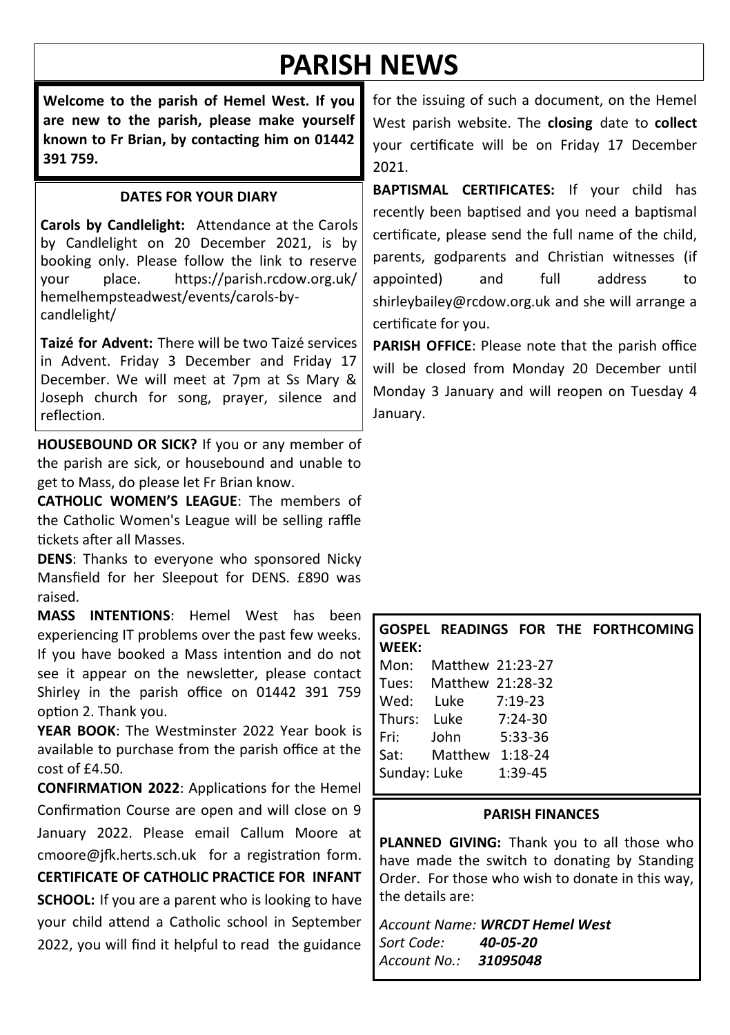# PARISH NEWS

**Welcome to the parish of Hemel West. If you are new to the parish, please make yourself known to Fr Brian, by contacting him on 01442 391 759.**

### DATES FOR YOUR DIARY

**Carols by Candlelight:** Attendance at the Carols by Candlelight on 20 December 2021, is by booking only. Please follow the link to reserve your place. https://parish.rcdow.org.uk/hemelhempsteadwest/events/carols-by-candlelight/

**Taizé for Advent:** There will be two Taizé services in Advent. Friday 3 December and Friday 17 December. We will meet at 7pm at Ss Mary & Joseph church for song, prayer, silence and reflection.

**HOUSEBOUND OR SICK?** If you or any member of the parish are sick, or housebound and unable to get to Mass, do please let Fr Brian know.

**CATHOLIC WOMEN'S LEAGUE**: The members of the Catholic Women's League will be selling raffle tickets after all Masses.

**DENS**: Thanks to everyone who sponsored Nicky Mansfield for her Sleepout for DENS. £890 was raised.

**MASS INTENTIONS**: Hemel West has been experiencing IT problems over the past few weeks. If you have booked a Mass intention and do not see it appear on the newsletter, please contact Shirley in the parish office on 01442 391 759 option 2. Thank you.

**YEAR BOOK**: The Westminster 2022 Year book is available to purchase from the parish office at the cost of £4.50.

**CONFIRMATION 2022**: Applications for the Hemel Confirmation Course are open and will close on 9 January 2022. Please email Callum Moore at cmoore@jfk.herts.sch.uk for a registration form.

**CERTIFICATE OF CATHOLIC PRACTICE FOR INFANT SCHOOL:** If you are a parent who is looking to have your child attend a Catholic school in September 2022, you will find it helpful to read the guidance for the issuing of such a document, on the Hemel West parish website. The **closing** date to **collect** your certificate will be on Friday 17 December 2021.

**BAPTISMAL CERTIFICATES:** If your child has recently been baptised and you need a baptismal certificate, please send the full name of the child, parents, godparents and Christian witnesses (if appointed) and full address to shirleybailey@rcdow.org.uk and she will arrange a certificate for you.

**PARISH OFFICE**: Please note that the parish office will be closed from Monday 20 December until Monday 3 January and will reopen on Tuesday 4 January.

**GOSPEL READINGS FOR THE FORTHCOMING WEEK:**

| | | |
|---|---|---|
| Mon: | Matthew | 21:23-27 |
| Tues: | Matthew | 21:28-32 |
| Wed: | Luke | 7:19-23 |
| Thurs: | Luke | 7:24-30 |
| Fri: | John | 5:33-36 |
| Sat: | Matthew | 1:18-24 |
| Sunday: | Luke | 1:39-45 |

### PARISH FINANCES

**PLANNED GIVING:** Thank you to all those who have made the switch to donating by Standing Order. For those who wish to donate in this way, the details are:

*Account Name:* ***WRCDT Hemel West***
*Sort Code:* ***40-05-20***
*Account No.:* ***31095048***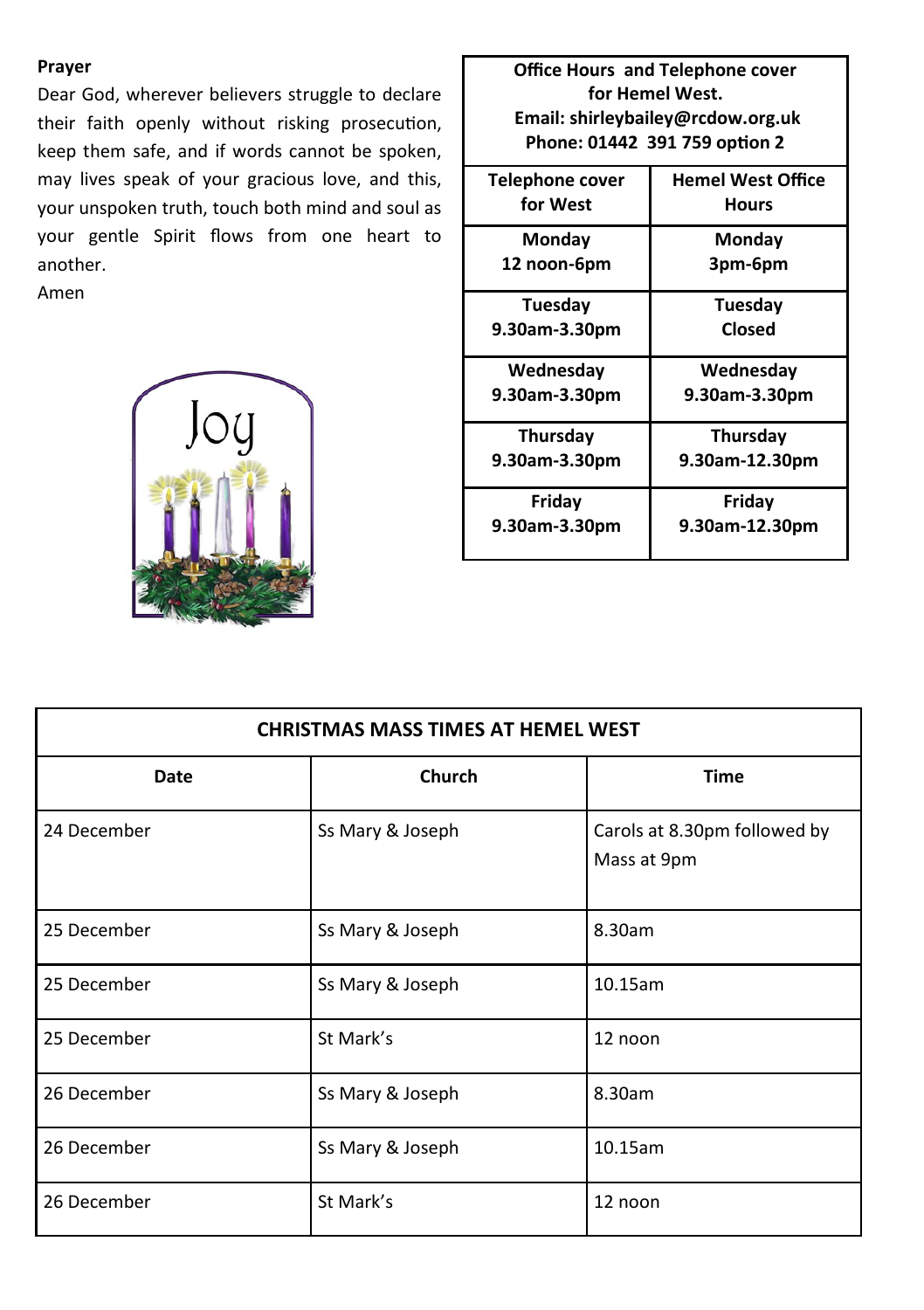**Prayer**

Dear God, wherever believers struggle to declare their faith openly without risking prosecution, keep them safe, and if words cannot be spoken, may lives speak of your gracious love, and this, your unspoken truth, touch both mind and soul as your gentle Spirit flows from one heart to another.

Amen

**Office Hours and Telephone cover for Hemel West.**
**Email: shirleybailey@rcdow.org.uk**
**Phone: 01442 391 759 option 2**

| Telephone cover for West | Hemel West Office Hours |
|---|---|
| **Monday** 12 noon-6pm | **Monday** 3pm-6pm |
| **Tuesday** 9.30am-3.30pm | **Tuesday** Closed |
| **Wednesday** 9.30am-3.30pm | **Wednesday** 9.30am-3.30pm |
| **Thursday** 9.30am-3.30pm | **Thursday** 9.30am-12.30pm |
| **Friday** 9.30am-3.30pm | **Friday** 9.30am-12.30pm |

**CHRISTMAS MASS TIMES AT HEMEL WEST**

| Date | Church | Time |
|---|---|---|
| 24 December | Ss Mary & Joseph | Carols at 8.30pm followed by Mass at 9pm |
| 25 December | Ss Mary & Joseph | 8.30am |
| 25 December | Ss Mary & Joseph | 10.15am |
| 25 December | St Mark's | 12 noon |
| 26 December | Ss Mary & Joseph | 8.30am |
| 26 December | Ss Mary & Joseph | 10.15am |
| 26 December | St Mark's | 12 noon |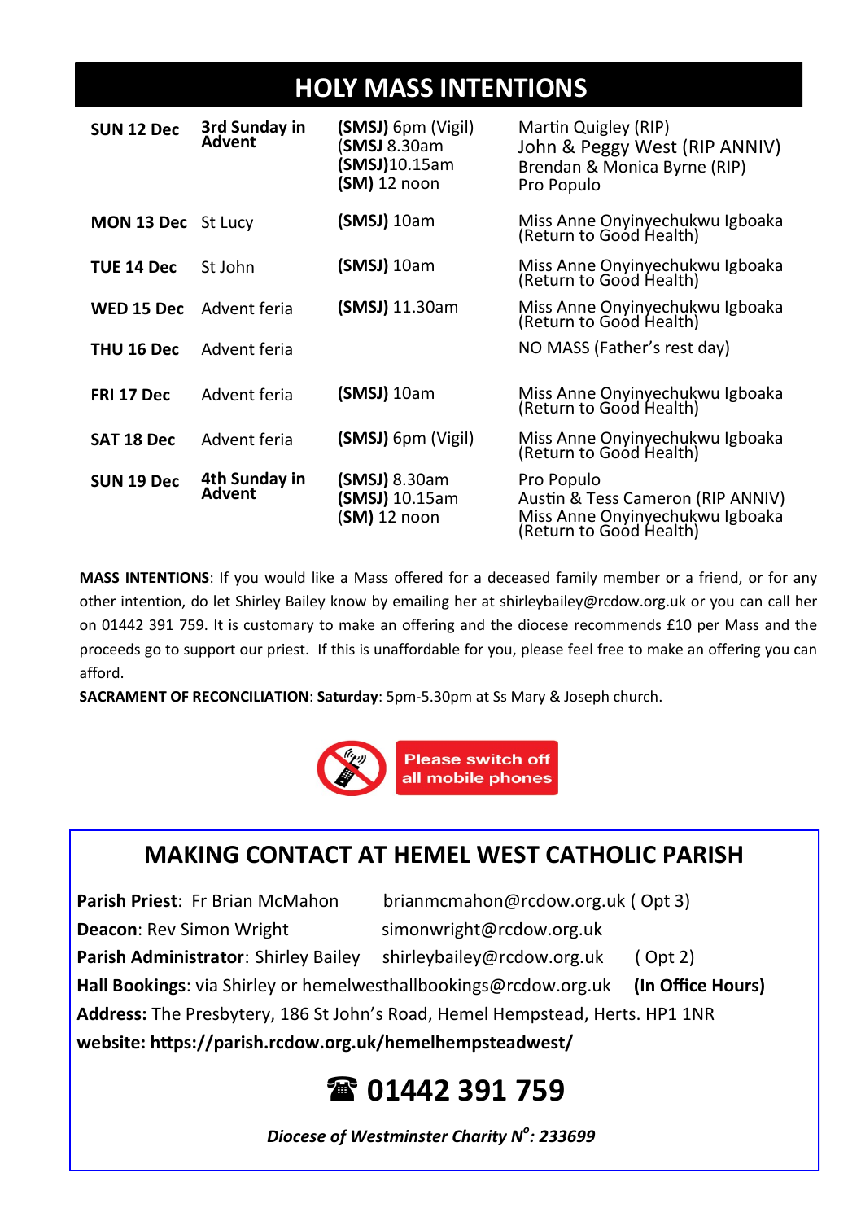# HOLY MASS INTENTIONS

| | | | |
|---|---|---|---|
| **SUN 12 Dec** | **3rd Sunday in Advent** | **(SMSJ)** 6pm (Vigil)<br>(**SMSJ** 8.30am<br>**(SMSJ)**10.15am<br>**(SM)** 12 noon | Martin Quigley (RIP)<br>John & Peggy West (RIP ANNIV)<br>Brendan & Monica Byrne (RIP)<br>Pro Populo |
| **MON 13 Dec** | St Lucy | **(SMSJ)** 10am | Miss Anne Onyinyechukwu Igboaka (Return to Good Health) |
| **TUE 14 Dec** | St John | **(SMSJ)** 10am | Miss Anne Onyinyechukwu Igboaka (Return to Good Health) |
| **WED 15 Dec** | Advent feria | **(SMSJ)** 11.30am | Miss Anne Onyinyechukwu Igboaka (Return to Good Health) |
| **THU 16 Dec** | Advent feria | | NO MASS (Father's rest day) |
| **FRI 17 Dec** | Advent feria | **(SMSJ)** 10am | Miss Anne Onyinyechukwu Igboaka (Return to Good Health) |
| **SAT 18 Dec** | Advent feria | **(SMSJ)** 6pm (Vigil) | Miss Anne Onyinyechukwu Igboaka (Return to Good Health) |
| **SUN 19 Dec** | **4th Sunday in Advent** | **(SMSJ)** 8.30am<br>**(SMSJ)** 10.15am<br>**(SM)** 12 noon | Pro Populo<br>Austin & Tess Cameron (RIP ANNIV)<br>Miss Anne Onyinyechukwu Igboaka (Return to Good Health) |

**MASS INTENTIONS**: If you would like a Mass offered for a deceased family member or a friend, or for any other intention, do let Shirley Bailey know by emailing her at shirleybailey@rcdow.org.uk or you can call her on 01442 391 759. It is customary to make an offering and the diocese recommends £10 per Mass and the proceeds go to support our priest. If this is unaffordable for you, please feel free to make an offering you can afford.

**SACRAMENT OF RECONCILIATION**: **Saturday**: 5pm-5.30pm at Ss Mary & Joseph church.

Please switch off all mobile phones

## MAKING CONTACT AT HEMEL WEST CATHOLIC PARISH

**Parish Priest**: Fr Brian McMahon brianmcmahon@rcdow.org.uk ( Opt 3)

**Deacon**: Rev Simon Wright simonwright@rcdow.org.uk

**Parish Administrator**: Shirley Bailey shirleybailey@rcdow.org.uk ( Opt 2)

**Hall Bookings**: via Shirley or hemelwesthallbookings@rcdow.org.uk **(In Office Hours)**

**Address:** The Presbytery, 186 St John's Road, Hemel Hempstead, Herts. HP1 1NR

**website: https://parish.rcdow.org.uk/hemelhempsteadwest/**

## ☎ 01442 391 759

***Diocese of Westminster Charity N°: 233699***